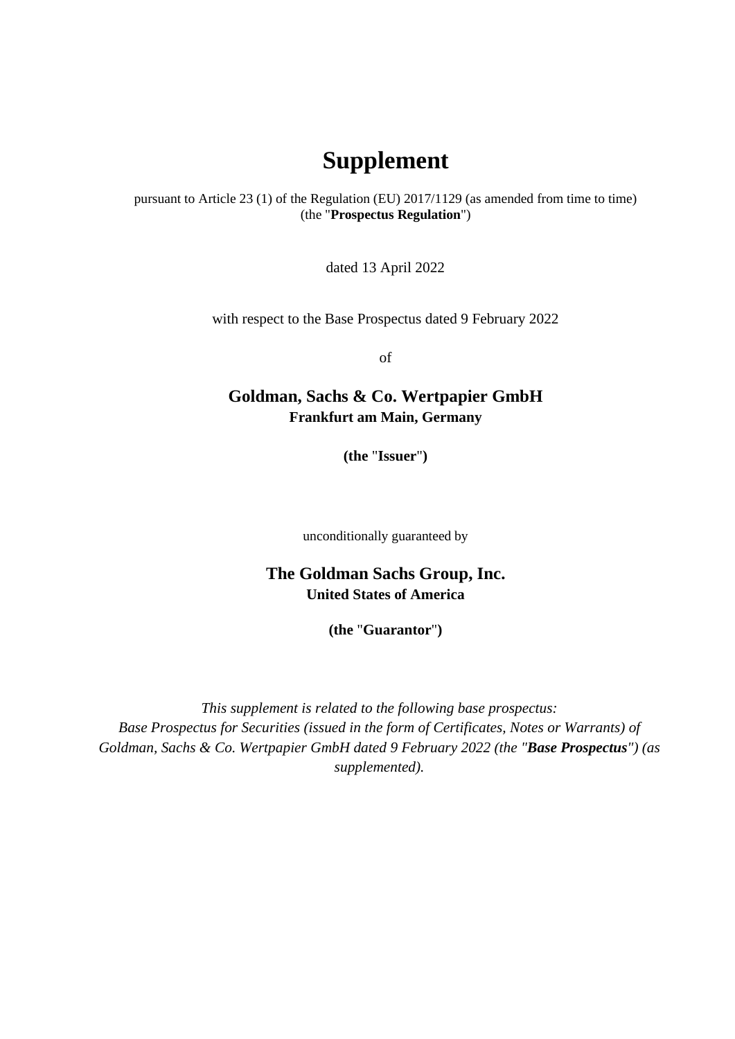# Supplement

pursuant to Article 23 (1) of the Regulation (EU) 2017/1129 (as amended from time to time) (the "**Prospectus Regulation**")

dated 13 April 2022

with respect to the Base Prospectus dated 9 February 2022

of

**Goldman, Sachs & Co. Wertpapier GmbH**
**Frankfurt am Main, Germany**

**(the "Issuer")**

unconditionally guaranteed by

**The Goldman Sachs Group, Inc.**
**United States of America**

**(the "Guarantor")**

*This supplement is related to the following base prospectus: Base Prospectus for Securities (issued in the form of Certificates, Notes or Warrants) of Goldman, Sachs & Co. Wertpapier GmbH dated 9 February 2022 (the "**Base Prospectus**") (as supplemented).*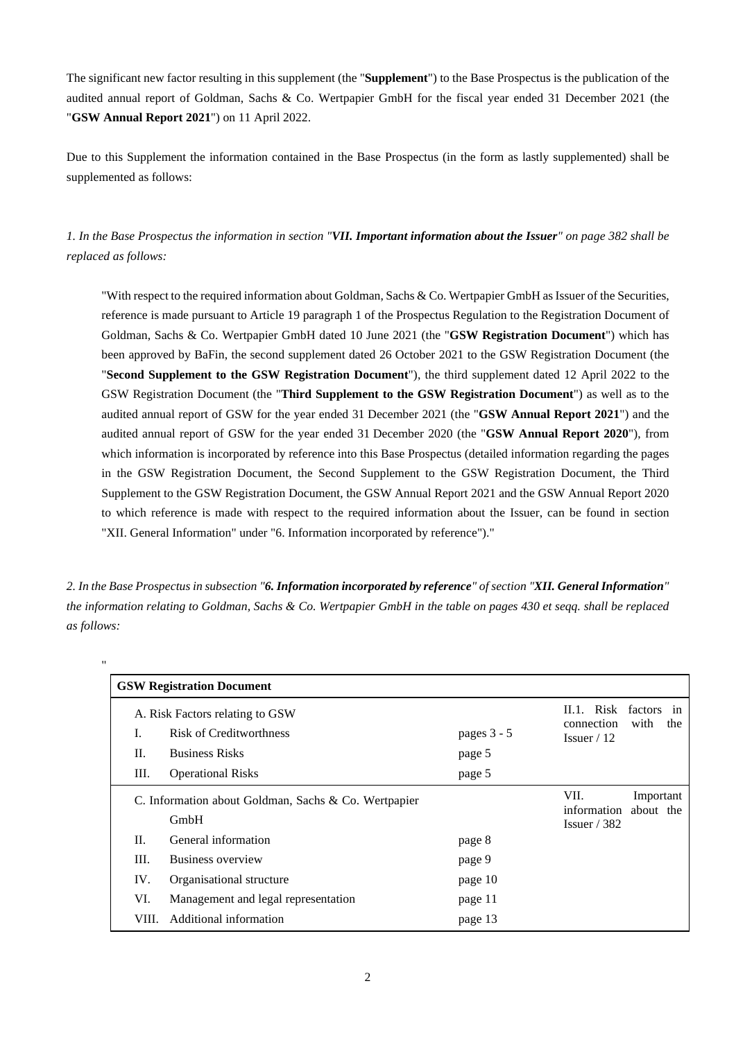The significant new factor resulting in this supplement (the "**Supplement**") to the Base Prospectus is the publication of the audited annual report of Goldman, Sachs & Co. Wertpapier GmbH for the fiscal year ended 31 December 2021 (the "**GSW Annual Report 2021**") on 11 April 2022.

Due to this Supplement the information contained in the Base Prospectus (in the form as lastly supplemented) shall be supplemented as follows:

*1. In the Base Prospectus the information in section "**VII. Important information about the Issuer**" on page 382 shall be replaced as follows:*

"With respect to the required information about Goldman, Sachs & Co. Wertpapier GmbH as Issuer of the Securities, reference is made pursuant to Article 19 paragraph 1 of the Prospectus Regulation to the Registration Document of Goldman, Sachs & Co. Wertpapier GmbH dated 10 June 2021 (the "**GSW Registration Document**") which has been approved by BaFin, the second supplement dated 26 October 2021 to the GSW Registration Document (the "**Second Supplement to the GSW Registration Document**"), the third supplement dated 12 April 2022 to the GSW Registration Document (the "**Third Supplement to the GSW Registration Document**") as well as to the audited annual report of GSW for the year ended 31 December 2021 (the "**GSW Annual Report 2021**") and the audited annual report of GSW for the year ended 31 December 2020 (the "**GSW Annual Report 2020**"), from which information is incorporated by reference into this Base Prospectus (detailed information regarding the pages in the GSW Registration Document, the Second Supplement to the GSW Registration Document, the Third Supplement to the GSW Registration Document, the GSW Annual Report 2021 and the GSW Annual Report 2020 to which reference is made with respect to the required information about the Issuer, can be found in section "XII. General Information" under "6. Information incorporated by reference")."

*2. In the Base Prospectus in subsection "**6. Information incorporated by reference**" of section "**XII. General Information**" the information relating to Goldman, Sachs & Co. Wertpapier GmbH in the table on pages 430 et seqq. shall be replaced as follows:*

"

| **GSW Registration Document** | | | |
|---|---|---|---|
| A. Risk Factors relating to GSW | | | II.1. Risk factors in connection with the Issuer / 12 |
| I. | Risk of Creditworthness | pages 3 - 5 | |
| II. | Business Risks | page 5 | |
| III. | Operational Risks | page 5 | |
| C. Information about Goldman, Sachs & Co. Wertpapier GmbH | | | VII. Important information about the Issuer / 382 |
| II. | General information | page 8 | |
| III. | Business overview | page 9 | |
| IV. | Organisational structure | page 10 | |
| VI. | Management and legal representation | page 11 | |
| VIII. | Additional information | page 13 | |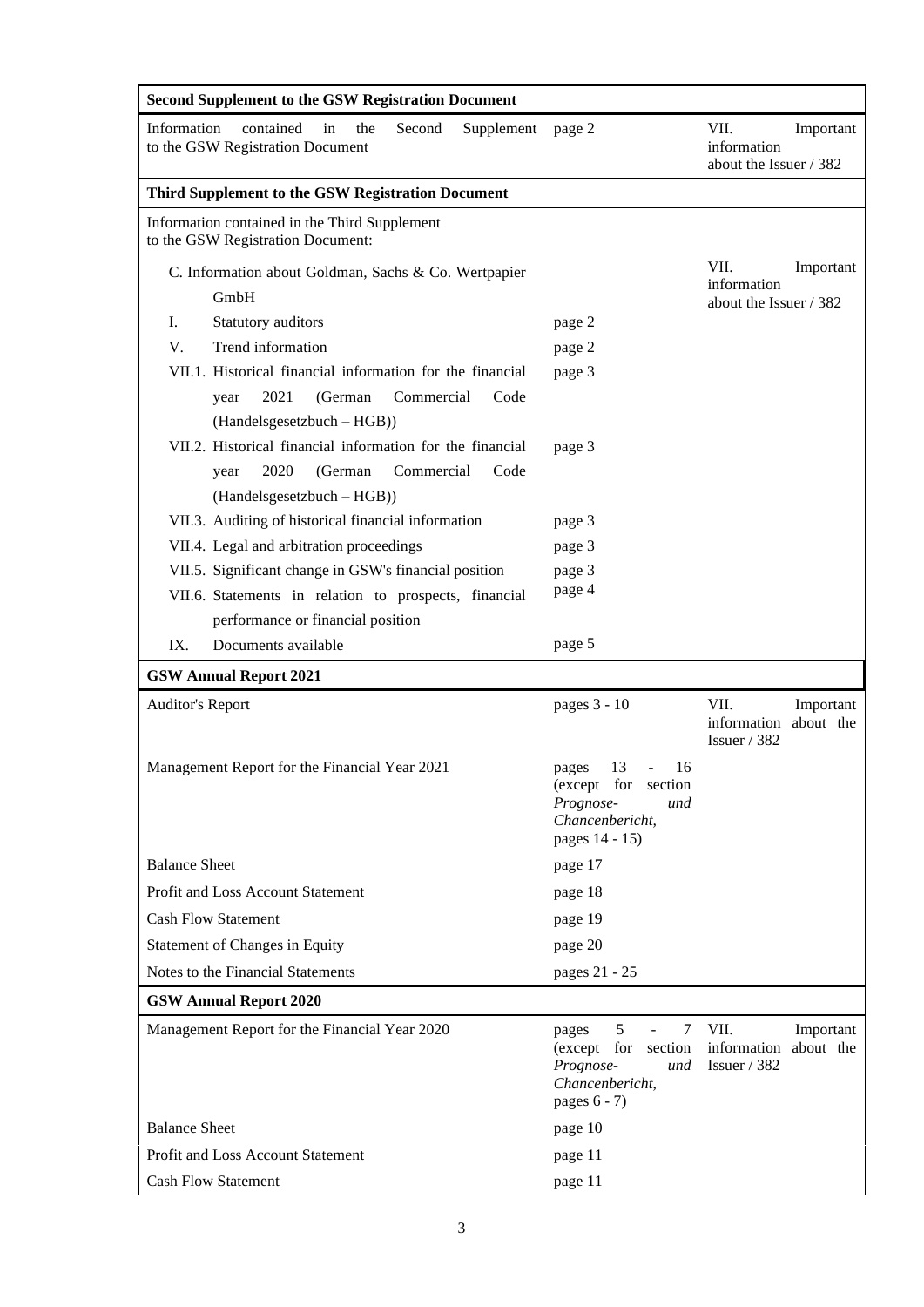| | | |
|---|---|---|
| **Second Supplement to the GSW Registration Document** | | |
| Information contained in the Second Supplement to the GSW Registration Document | page 2 | VII. Important information about the Issuer / 382 |
| **Third Supplement to the GSW Registration Document** | | |
| Information contained in the Third Supplement to the GSW Registration Document: | | |
| C. Information about Goldman, Sachs & Co. Wertpapier GmbH | | VII. Important information about the Issuer / 382 |
| I. Statutory auditors | page 2 | |
| V. Trend information | page 2 | |
| VII.1. Historical financial information for the financial year 2021 (German Commercial Code (Handelsgesetzbuch – HGB)) | page 3 | |
| VII.2. Historical financial information for the financial year 2020 (German Commercial Code (Handelsgesetzbuch – HGB)) | page 3 | |
| VII.3. Auditing of historical financial information | page 3 | |
| VII.4. Legal and arbitration proceedings | page 3 | |
| VII.5. Significant change in GSW's financial position | page 3 | |
| VII.6. Statements in relation to prospects, financial performance or financial position | page 4 | |
| IX. Documents available | page 5 | |
| **GSW Annual Report 2021** | | |
| Auditor's Report | pages 3 - 10 | VII. Important information about the Issuer / 382 |
| Management Report for the Financial Year 2021 | pages 13 - 16 (except for section *Prognose- und Chancenbericht*, pages 14 - 15) | |
| Balance Sheet | page 17 | |
| Profit and Loss Account Statement | page 18 | |
| Cash Flow Statement | page 19 | |
| Statement of Changes in Equity | page 20 | |
| Notes to the Financial Statements | pages 21 - 25 | |
| **GSW Annual Report 2020** | | |
| Management Report for the Financial Year 2020 | pages 5 - 7 (except for section *Prognose- und Chancenbericht*, pages 6 - 7) | VII. Important information about the Issuer / 382 |
| Balance Sheet | page 10 | |
| Profit and Loss Account Statement | page 11 | |
| Cash Flow Statement | page 11 | |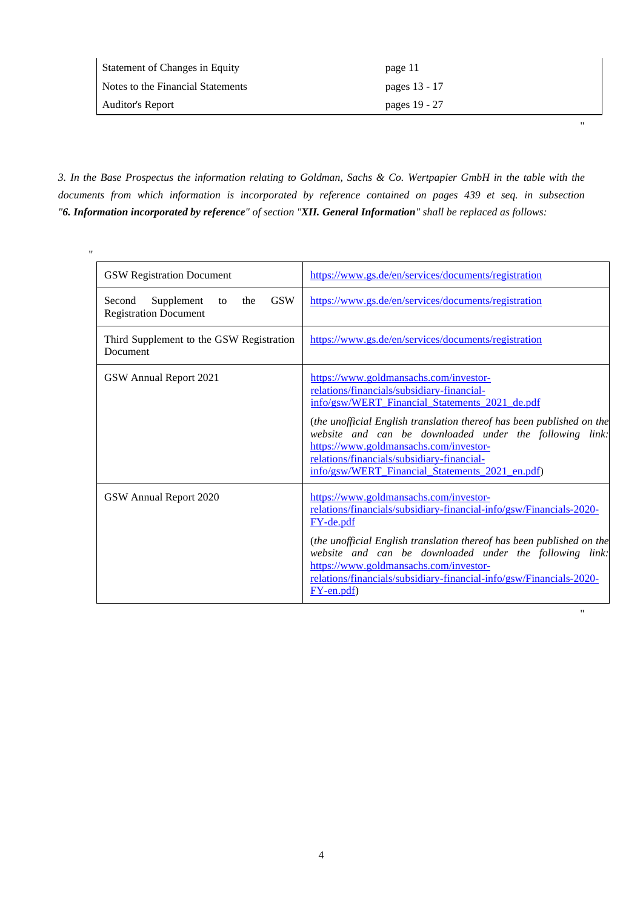| Statement of Changes in Equity | page 11 |
|---|---|
| Notes to the Financial Statements | pages 13 - 17 |
| Auditor's Report | pages 19 - 27 |

"

*3. In the Base Prospectus the information relating to Goldman, Sachs & Co. Wertpapier GmbH in the table with the documents from which information is incorporated by reference contained on pages 439 et seq. in subsection "**6. Information incorporated by reference**" of section "**XII. General Information**" shall be replaced as follows:*

"

| GSW Registration Document | https://www.gs.de/en/services/documents/registration |
|---|---|
| Second Supplement to the GSW Registration Document | https://www.gs.de/en/services/documents/registration |
| Third Supplement to the GSW Registration Document | https://www.gs.de/en/services/documents/registration |
| GSW Annual Report 2021 | https://www.goldmansachs.com/investor-relations/financials/subsidiary-financial-info/gsw/WERT_Financial_Statements_2021_de.pdf<br><br>(*the unofficial English translation thereof has been published on the website and can be downloaded under the following link:* https://www.goldmansachs.com/investor-relations/financials/subsidiary-financial-info/gsw/WERT_Financial_Statements_2021_en.pdf) |
| GSW Annual Report 2020 | https://www.goldmansachs.com/investor-relations/financials/subsidiary-financial-info/gsw/Financials-2020-FY-de.pdf<br><br>(*the unofficial English translation thereof has been published on the website and can be downloaded under the following link:* https://www.goldmansachs.com/investor-relations/financials/subsidiary-financial-info/gsw/Financials-2020-FY-en.pdf) |

"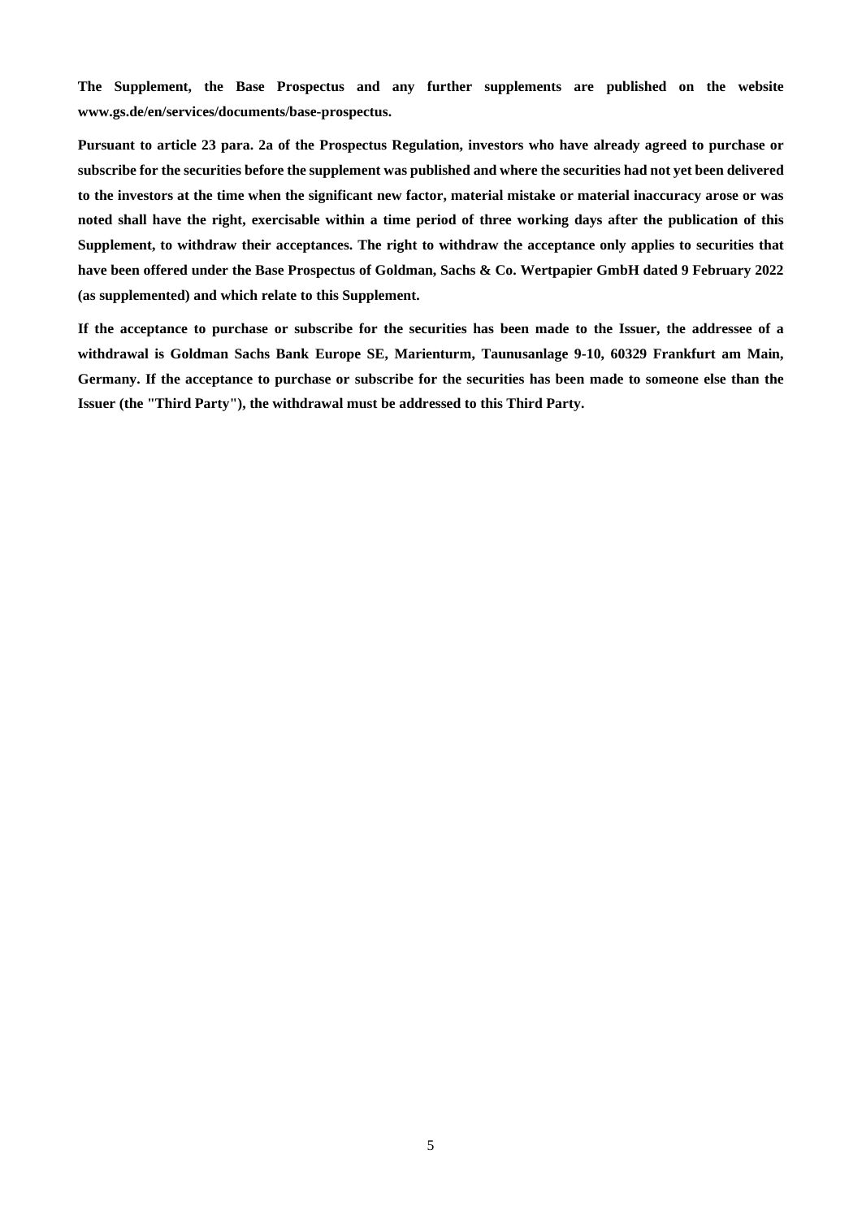**The Supplement, the Base Prospectus and any further supplements are published on the website www.gs.de/en/services/documents/base-prospectus.**

**Pursuant to article 23 para. 2a of the Prospectus Regulation, investors who have already agreed to purchase or subscribe for the securities before the supplement was published and where the securities had not yet been delivered to the investors at the time when the significant new factor, material mistake or material inaccuracy arose or was noted shall have the right, exercisable within a time period of three working days after the publication of this Supplement, to withdraw their acceptances. The right to withdraw the acceptance only applies to securities that have been offered under the Base Prospectus of Goldman, Sachs & Co. Wertpapier GmbH dated 9 February 2022 (as supplemented) and which relate to this Supplement.**

**If the acceptance to purchase or subscribe for the securities has been made to the Issuer, the addressee of a withdrawal is Goldman Sachs Bank Europe SE, Marienturm, Taunusanlage 9-10, 60329 Frankfurt am Main, Germany. If the acceptance to purchase or subscribe for the securities has been made to someone else than the Issuer (the "Third Party"), the withdrawal must be addressed to this Third Party.**